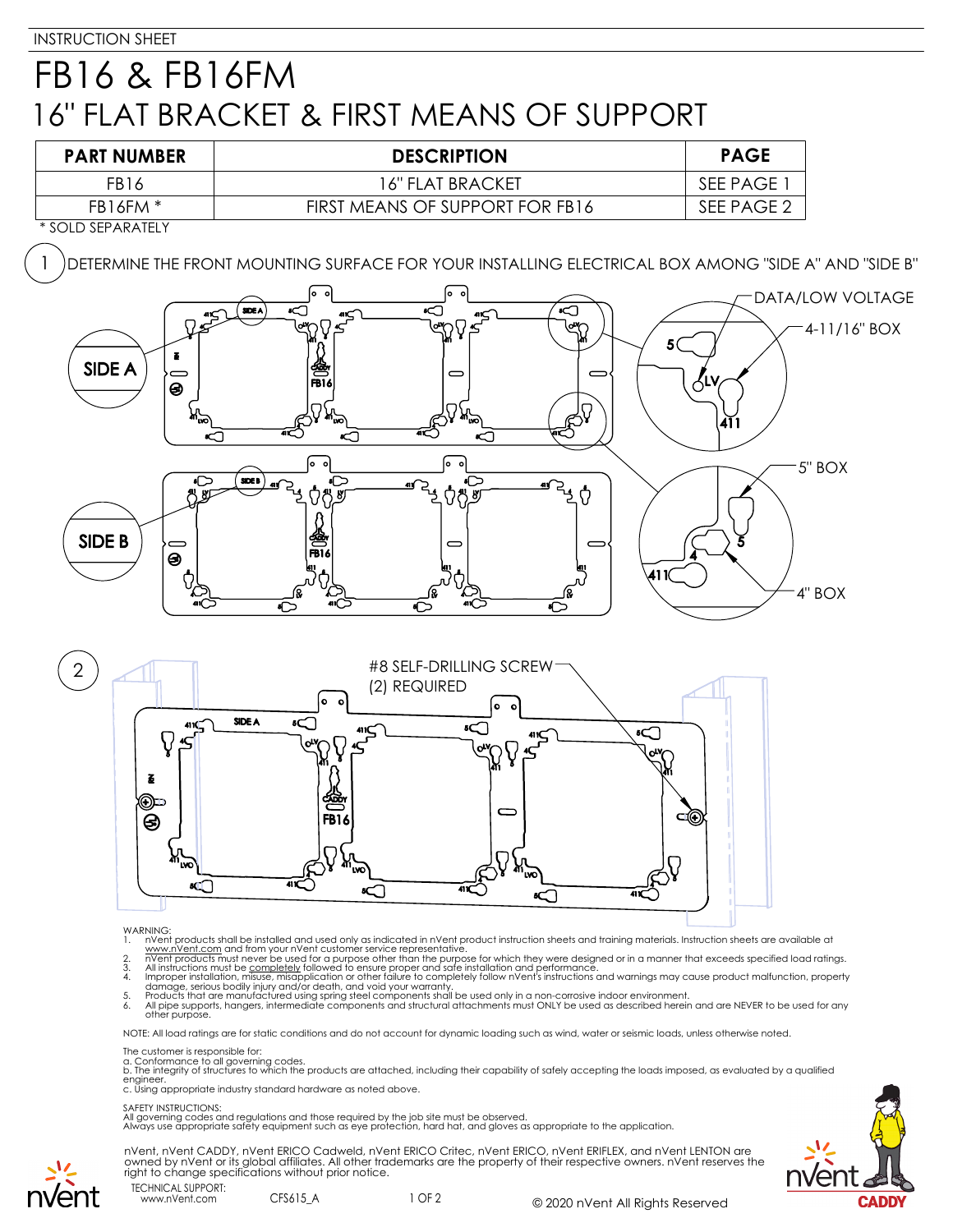INSTRUCTION SHEET

# FB16 & FB16FM
## 16" FLAT BRACKET & FIRST MEANS OF SUPPORT

| PART NUMBER | DESCRIPTION | PAGE |
|---|---|---|
| FB16 | 16" FLAT BRACKET | SEE PAGE 1 |
| FB16FM * | FIRST MEANS OF SUPPORT FOR FB16 | SEE PAGE 2 |

\* SOLD SEPARATELY

1. DETERMINE THE FRONT MOUNTING SURFACE FOR YOUR INSTALLING ELECTRICAL BOX AMONG "SIDE A" AND "SIDE B"

SIDE A

SIDE B

DATA/LOW VOLTAGE

4-11/16" BOX

5" BOX

4" BOX

2. #8 SELF-DRILLING SCREW (2) REQUIRED

WARNING:
1. nVent products shall be installed and used only as indicated in nVent product instruction sheets and training materials. Instruction sheets are available at www.nVent.com and from your nVent customer service representative.
2. nVent products must never be used for a purpose other than the purpose for which they were designed or in a manner that exceeds specified load ratings.
3. All instructions must be completely followed to ensure proper and safe installation and performance.
4. Improper installation, misuse, misapplication or other failure to completely follow nVent's instructions and warnings may cause product malfunction, property damage, serious bodily injury and/or death, and void your warranty.
5. Products that are manufactured using spring steel components shall be used only in a non-corrosive indoor environment.
6. All pipe supports, hangers, intermediate components and structural attachments must ONLY be used as described herein and are NEVER to be used for any other purpose.

NOTE: All load ratings are for static conditions and do not account for dynamic loading such as wind, water or seismic loads, unless otherwise noted.

The customer is responsible for:
a. Conformance to all governing codes.
b. The integrity of structures to which the products are attached, including their capability of safely accepting the loads imposed, as evaluated by a qualified engineer.
c. Using appropriate industry standard hardware as noted above.

SAFETY INSTRUCTIONS:
All governing codes and regulations and those required by the job site must be observed.
Always use appropriate safety equipment such as eye protection, hard hat, and gloves as appropriate to the application.

nVent, nVent CADDY, nVent ERICO Cadweld, nVent ERICO Critec, nVent ERICO, nVent ERIFLEX, and nVent LENTON are owned by nVent or its global affiliates. All other trademarks are the property of their respective owners. nVent reserves the right to change specifications without prior notice.

TECHNICAL SUPPORT:
www.nVent.com

CFS615_A

© 2020 nVent All Rights Reserved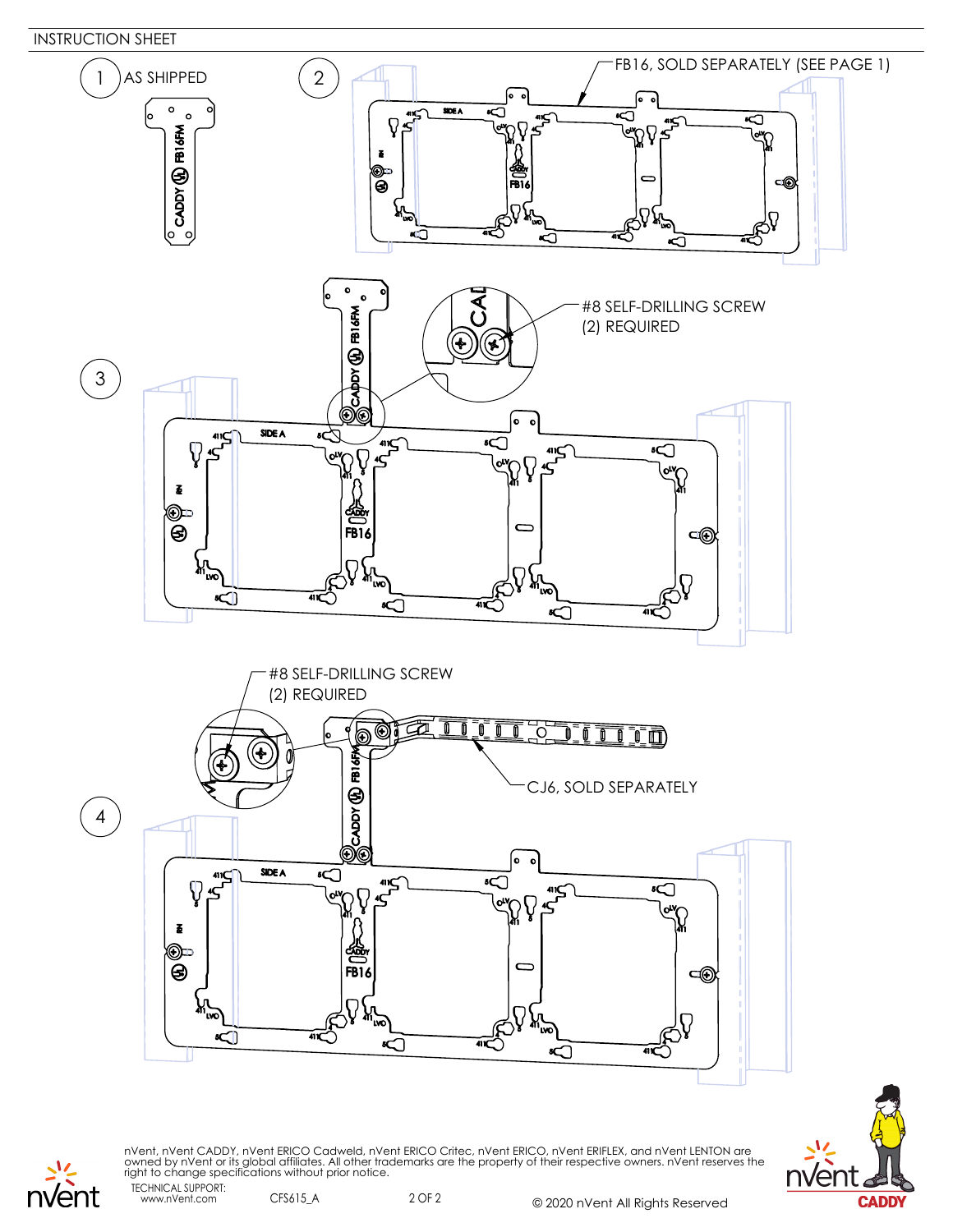INSTRUCTION SHEET

1 AS SHIPPED

2 FB16, SOLD SEPARATELY (SEE PAGE 1)

3 #8 SELF-DRILLING SCREW (2) REQUIRED

4 #8 SELF-DRILLING SCREW (2) REQUIRED

CJ6, SOLD SEPARATELY

nVent, nVent CADDY, nVent ERICO Cadweld, nVent ERICO Critec, nVent ERICO, nVent ERIFLEX, and nVent LENTON are owned by nVent or its global affiliates. All other trademarks are the property of their respective owners. nVent reserves the right to change specifications without prior notice.

TECHNICAL SUPPORT:
www.nVent.com

CFS615_A

© 2020 nVent All Rights Reserved